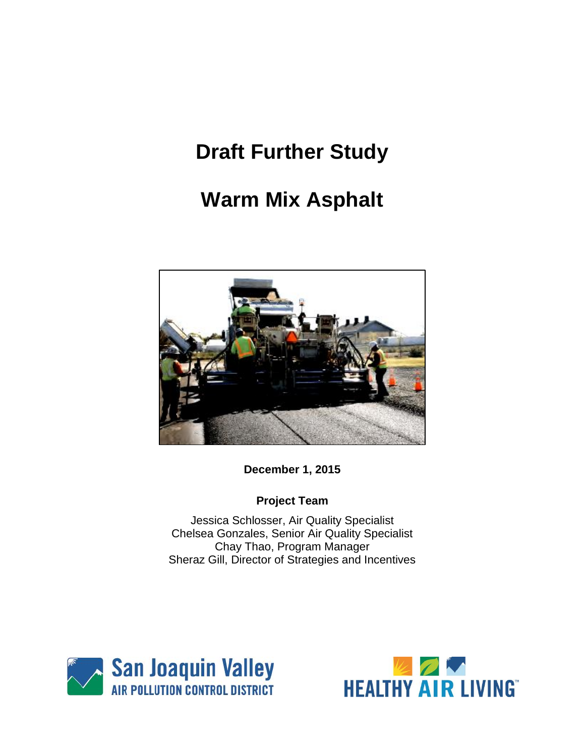# Draft Further Study

# Warm Mix Asphalt

**December 1, 2015**

**Project Team**

Jessica Schlosser, Air Quality Specialist
Chelsea Gonzales, Senior Air Quality Specialist
Chay Thao, Program Manager
Sheraz Gill, Director of Strategies and Incentives

San Joaquin Valley
AIR POLLUTION CONTROL DISTRICT

HEALTHY AIR LIVING™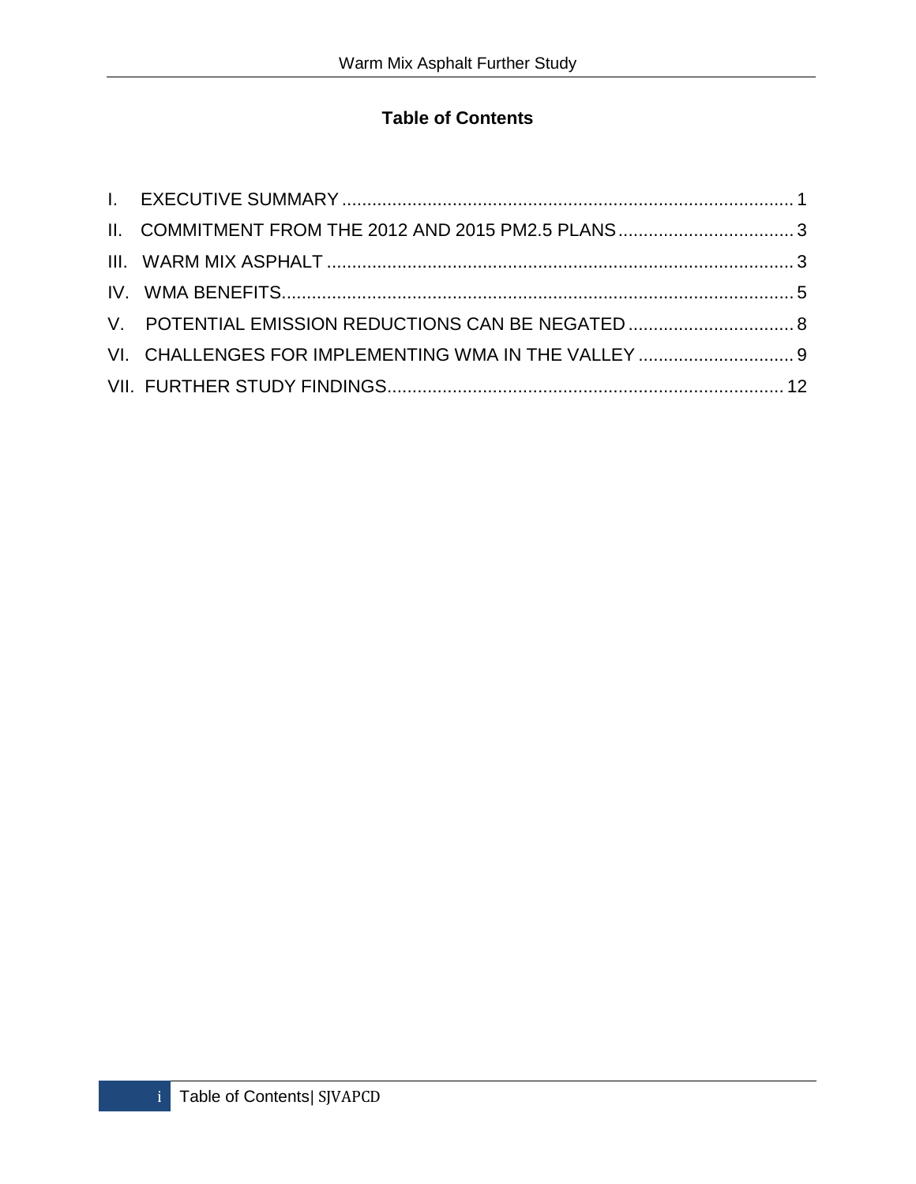# Table of Contents

I. EXECUTIVE SUMMARY ........................................................................................ 1

II. COMMITMENT FROM THE 2012 AND 2015 PM2.5 PLANS ................................... 3

III. WARM MIX ASPHALT .......................................................................................... 3

IV. WMA BENEFITS.................................................................................................... 5

V. POTENTIAL EMISSION REDUCTIONS CAN BE NEGATED ................................. 8

VI. CHALLENGES FOR IMPLEMENTING WMA IN THE VALLEY ............................... 9

VII. FURTHER STUDY FINDINGS.............................................................................. 12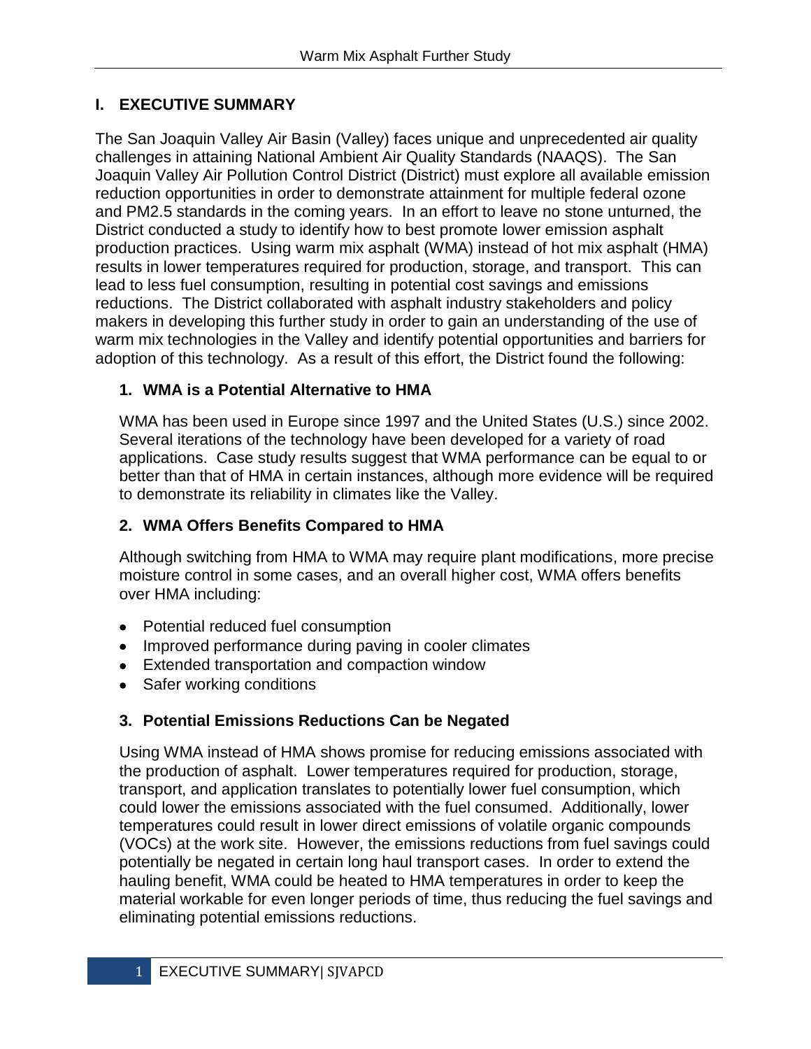## I. EXECUTIVE SUMMARY

The San Joaquin Valley Air Basin (Valley) faces unique and unprecedented air quality challenges in attaining National Ambient Air Quality Standards (NAAQS). The San Joaquin Valley Air Pollution Control District (District) must explore all available emission reduction opportunities in order to demonstrate attainment for multiple federal ozone and PM2.5 standards in the coming years. In an effort to leave no stone unturned, the District conducted a study to identify how to best promote lower emission asphalt production practices. Using warm mix asphalt (WMA) instead of hot mix asphalt (HMA) results in lower temperatures required for production, storage, and transport. This can lead to less fuel consumption, resulting in potential cost savings and emissions reductions. The District collaborated with asphalt industry stakeholders and policy makers in developing this further study in order to gain an understanding of the use of warm mix technologies in the Valley and identify potential opportunities and barriers for adoption of this technology. As a result of this effort, the District found the following:

### 1. WMA is a Potential Alternative to HMA

WMA has been used in Europe since 1997 and the United States (U.S.) since 2002. Several iterations of the technology have been developed for a variety of road applications. Case study results suggest that WMA performance can be equal to or better than that of HMA in certain instances, although more evidence will be required to demonstrate its reliability in climates like the Valley.

### 2. WMA Offers Benefits Compared to HMA

Although switching from HMA to WMA may require plant modifications, more precise moisture control in some cases, and an overall higher cost, WMA offers benefits over HMA including:

- Potential reduced fuel consumption
- Improved performance during paving in cooler climates
- Extended transportation and compaction window
- Safer working conditions

### 3. Potential Emissions Reductions Can be Negated

Using WMA instead of HMA shows promise for reducing emissions associated with the production of asphalt. Lower temperatures required for production, storage, transport, and application translates to potentially lower fuel consumption, which could lower the emissions associated with the fuel consumed. Additionally, lower temperatures could result in lower direct emissions of volatile organic compounds (VOCs) at the work site. However, the emissions reductions from fuel savings could potentially be negated in certain long haul transport cases. In order to extend the hauling benefit, WMA could be heated to HMA temperatures in order to keep the material workable for even longer periods of time, thus reducing the fuel savings and eliminating potential emissions reductions.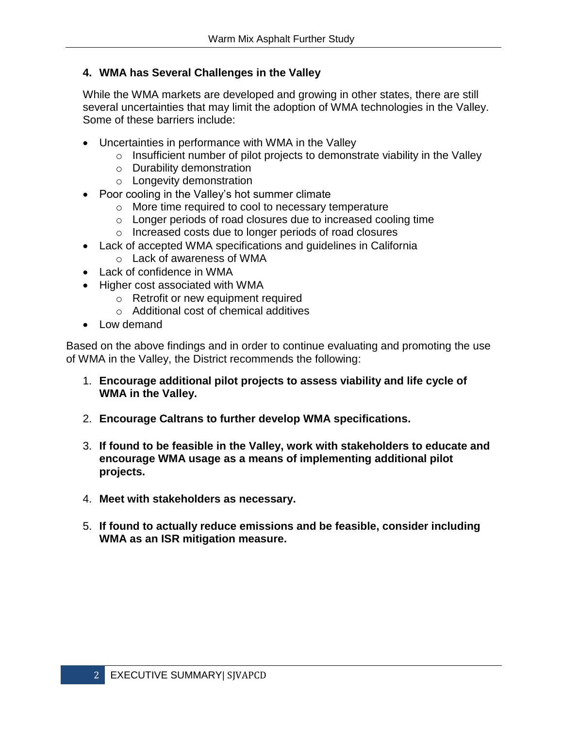### 4. WMA has Several Challenges in the Valley

While the WMA markets are developed and growing in other states, there are still several uncertainties that may limit the adoption of WMA technologies in the Valley. Some of these barriers include:

- Uncertainties in performance with WMA in the Valley
  - Insufficient number of pilot projects to demonstrate viability in the Valley
  - Durability demonstration
  - Longevity demonstration
- Poor cooling in the Valley's hot summer climate
  - More time required to cool to necessary temperature
  - Longer periods of road closures due to increased cooling time
  - Increased costs due to longer periods of road closures
- Lack of accepted WMA specifications and guidelines in California
  - Lack of awareness of WMA
- Lack of confidence in WMA
- Higher cost associated with WMA
  - Retrofit or new equipment required
  - Additional cost of chemical additives
- Low demand

Based on the above findings and in order to continue evaluating and promoting the use of WMA in the Valley, the District recommends the following:

1. **Encourage additional pilot projects to assess viability and life cycle of WMA in the Valley.**

2. **Encourage Caltrans to further develop WMA specifications.**

3. **If found to be feasible in the Valley, work with stakeholders to educate and encourage WMA usage as a means of implementing additional pilot projects.**

4. **Meet with stakeholders as necessary.**

5. **If found to actually reduce emissions and be feasible, consider including WMA as an ISR mitigation measure.**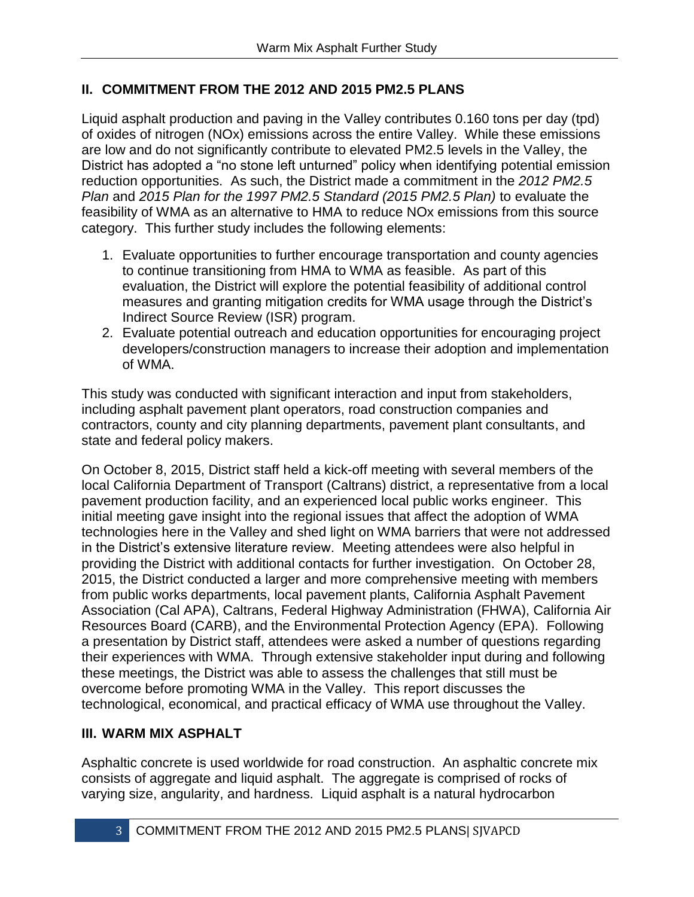## II. COMMITMENT FROM THE 2012 AND 2015 PM2.5 PLANS

Liquid asphalt production and paving in the Valley contributes 0.160 tons per day (tpd) of oxides of nitrogen (NOx) emissions across the entire Valley. While these emissions are low and do not significantly contribute to elevated PM2.5 levels in the Valley, the District has adopted a "no stone left unturned" policy when identifying potential emission reduction opportunities. As such, the District made a commitment in the *2012 PM2.5 Plan* and *2015 Plan for the 1997 PM2.5 Standard (2015 PM2.5 Plan)* to evaluate the feasibility of WMA as an alternative to HMA to reduce NOx emissions from this source category. This further study includes the following elements:

1. Evaluate opportunities to further encourage transportation and county agencies to continue transitioning from HMA to WMA as feasible. As part of this evaluation, the District will explore the potential feasibility of additional control measures and granting mitigation credits for WMA usage through the District's Indirect Source Review (ISR) program.
2. Evaluate potential outreach and education opportunities for encouraging project developers/construction managers to increase their adoption and implementation of WMA.

This study was conducted with significant interaction and input from stakeholders, including asphalt pavement plant operators, road construction companies and contractors, county and city planning departments, pavement plant consultants, and state and federal policy makers.

On October 8, 2015, District staff held a kick-off meeting with several members of the local California Department of Transport (Caltrans) district, a representative from a local pavement production facility, and an experienced local public works engineer. This initial meeting gave insight into the regional issues that affect the adoption of WMA technologies here in the Valley and shed light on WMA barriers that were not addressed in the District's extensive literature review. Meeting attendees were also helpful in providing the District with additional contacts for further investigation. On October 28, 2015, the District conducted a larger and more comprehensive meeting with members from public works departments, local pavement plants, California Asphalt Pavement Association (Cal APA), Caltrans, Federal Highway Administration (FHWA), California Air Resources Board (CARB), and the Environmental Protection Agency (EPA). Following a presentation by District staff, attendees were asked a number of questions regarding their experiences with WMA. Through extensive stakeholder input during and following these meetings, the District was able to assess the challenges that still must be overcome before promoting WMA in the Valley. This report discusses the technological, economical, and practical efficacy of WMA use throughout the Valley.

## III. WARM MIX ASPHALT

Asphaltic concrete is used worldwide for road construction. An asphaltic concrete mix consists of aggregate and liquid asphalt. The aggregate is comprised of rocks of varying size, angularity, and hardness. Liquid asphalt is a natural hydrocarbon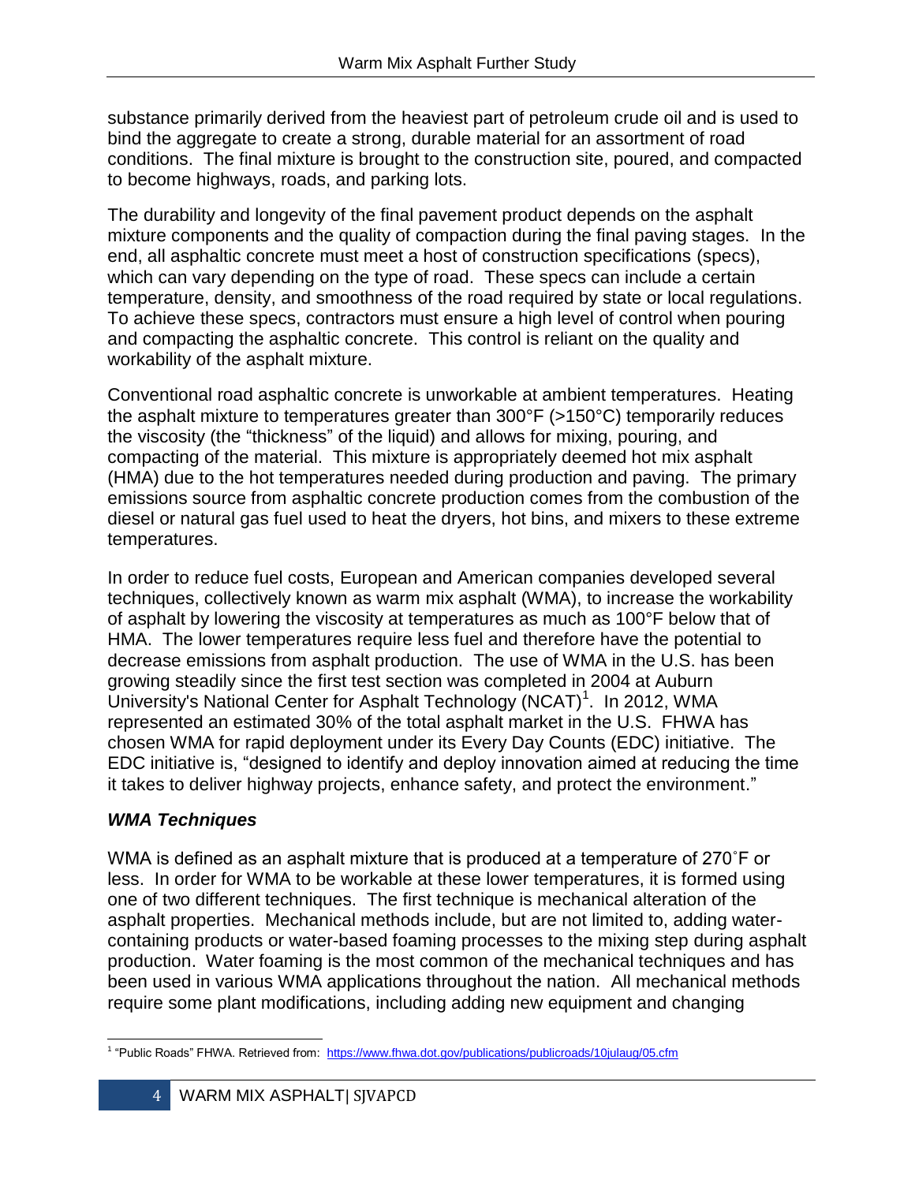substance primarily derived from the heaviest part of petroleum crude oil and is used to bind the aggregate to create a strong, durable material for an assortment of road conditions. The final mixture is brought to the construction site, poured, and compacted to become highways, roads, and parking lots.

The durability and longevity of the final pavement product depends on the asphalt mixture components and the quality of compaction during the final paving stages. In the end, all asphaltic concrete must meet a host of construction specifications (specs), which can vary depending on the type of road. These specs can include a certain temperature, density, and smoothness of the road required by state or local regulations. To achieve these specs, contractors must ensure a high level of control when pouring and compacting the asphaltic concrete. This control is reliant on the quality and workability of the asphalt mixture.

Conventional road asphaltic concrete is unworkable at ambient temperatures. Heating the asphalt mixture to temperatures greater than 300°F (>150°C) temporarily reduces the viscosity (the "thickness" of the liquid) and allows for mixing, pouring, and compacting of the material. This mixture is appropriately deemed hot mix asphalt (HMA) due to the hot temperatures needed during production and paving. The primary emissions source from asphaltic concrete production comes from the combustion of the diesel or natural gas fuel used to heat the dryers, hot bins, and mixers to these extreme temperatures.

In order to reduce fuel costs, European and American companies developed several techniques, collectively known as warm mix asphalt (WMA), to increase the workability of asphalt by lowering the viscosity at temperatures as much as 100°F below that of HMA. The lower temperatures require less fuel and therefore have the potential to decrease emissions from asphalt production. The use of WMA in the U.S. has been growing steadily since the first test section was completed in 2004 at Auburn University's National Center for Asphalt Technology (NCAT)[1]. In 2012, WMA represented an estimated 30% of the total asphalt market in the U.S. FHWA has chosen WMA for rapid deployment under its Every Day Counts (EDC) initiative. The EDC initiative is, "designed to identify and deploy innovation aimed at reducing the time it takes to deliver highway projects, enhance safety, and protect the environment."

### *WMA Techniques*

WMA is defined as an asphalt mixture that is produced at a temperature of 270˚F or less. In order for WMA to be workable at these lower temperatures, it is formed using one of two different techniques. The first technique is mechanical alteration of the asphalt properties. Mechanical methods include, but are not limited to, adding water-containing products or water-based foaming processes to the mixing step during asphalt production. Water foaming is the most common of the mechanical techniques and has been used in various WMA applications throughout the nation. All mechanical methods require some plant modifications, including adding new equipment and changing

[1] "Public Roads" FHWA. Retrieved from: https://www.fhwa.dot.gov/publications/publicroads/10julaug/05.cfm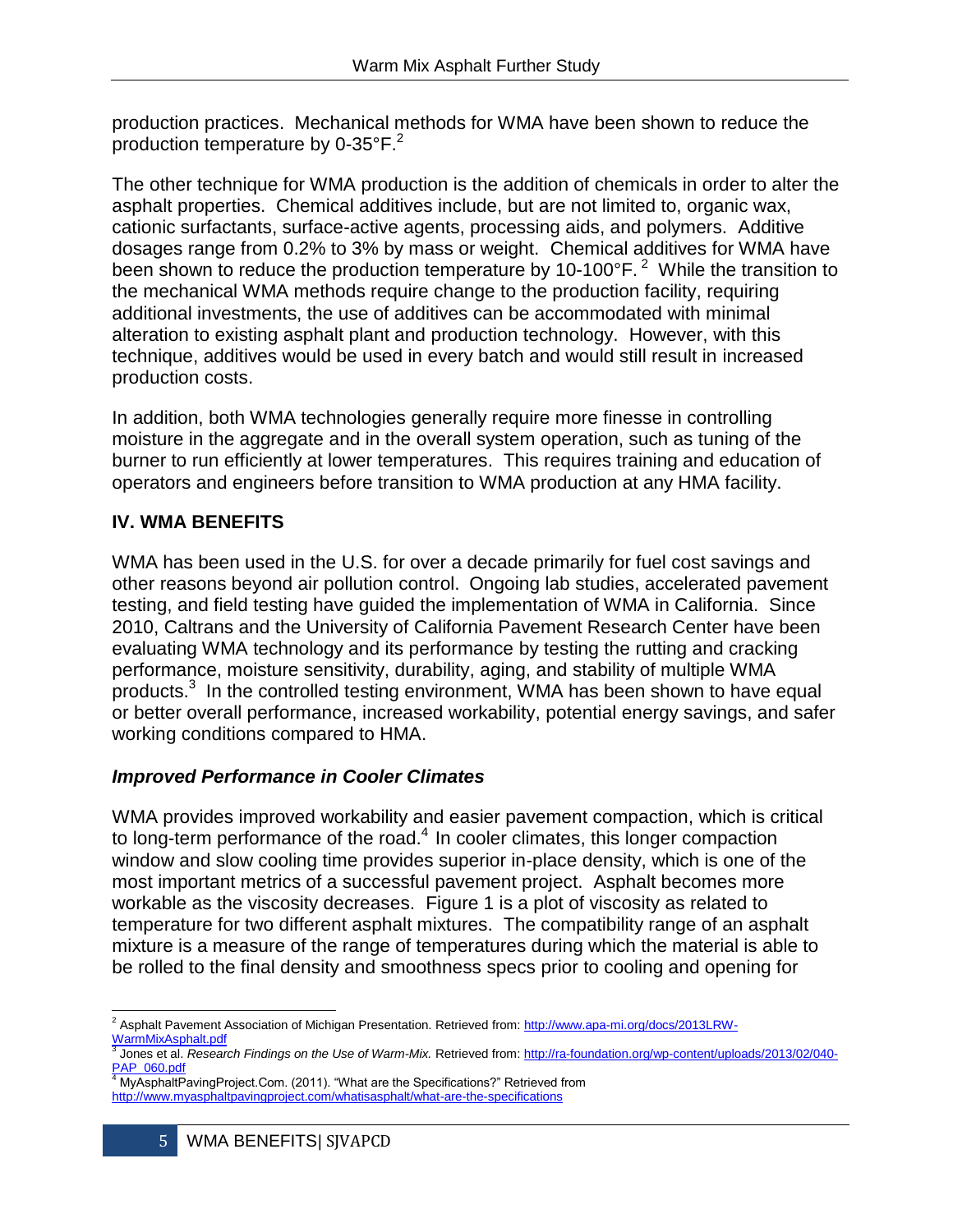production practices. Mechanical methods for WMA have been shown to reduce the production temperature by 0-35°F.[2]

The other technique for WMA production is the addition of chemicals in order to alter the asphalt properties. Chemical additives include, but are not limited to, organic wax, cationic surfactants, surface-active agents, processing aids, and polymers. Additive dosages range from 0.2% to 3% by mass or weight. Chemical additives for WMA have been shown to reduce the production temperature by 10-100°F.[2] While the transition to the mechanical WMA methods require change to the production facility, requiring additional investments, the use of additives can be accommodated with minimal alteration to existing asphalt plant and production technology. However, with this technique, additives would be used in every batch and would still result in increased production costs.

In addition, both WMA technologies generally require more finesse in controlling moisture in the aggregate and in the overall system operation, such as tuning of the burner to run efficiently at lower temperatures. This requires training and education of operators and engineers before transition to WMA production at any HMA facility.

## IV. WMA BENEFITS

WMA has been used in the U.S. for over a decade primarily for fuel cost savings and other reasons beyond air pollution control. Ongoing lab studies, accelerated pavement testing, and field testing have guided the implementation of WMA in California. Since 2010, Caltrans and the University of California Pavement Research Center have been evaluating WMA technology and its performance by testing the rutting and cracking performance, moisture sensitivity, durability, aging, and stability of multiple WMA products.[3] In the controlled testing environment, WMA has been shown to have equal or better overall performance, increased workability, potential energy savings, and safer working conditions compared to HMA.

### *Improved Performance in Cooler Climates*

WMA provides improved workability and easier pavement compaction, which is critical to long-term performance of the road.[4] In cooler climates, this longer compaction window and slow cooling time provides superior in-place density, which is one of the most important metrics of a successful pavement project. Asphalt becomes more workable as the viscosity decreases. Figure 1 is a plot of viscosity as related to temperature for two different asphalt mixtures. The compatibility range of an asphalt mixture is a measure of the range of temperatures during which the material is able to be rolled to the final density and smoothness specs prior to cooling and opening for

---

[2] Asphalt Pavement Association of Michigan Presentation. Retrieved from: http://www.apa-mi.org/docs/2013LRW-WarmMixAsphalt.pdf

[3] Jones et al. *Research Findings on the Use of Warm-Mix.* Retrieved from: http://ra-foundation.org/wp-content/uploads/2013/02/040-PAP_060.pdf

[4] MyAsphaltPavingProject.Com. (2011). "What are the Specifications?" Retrieved from http://www.myasphaltpavingproject.com/whatisasphalt/what-are-the-specifications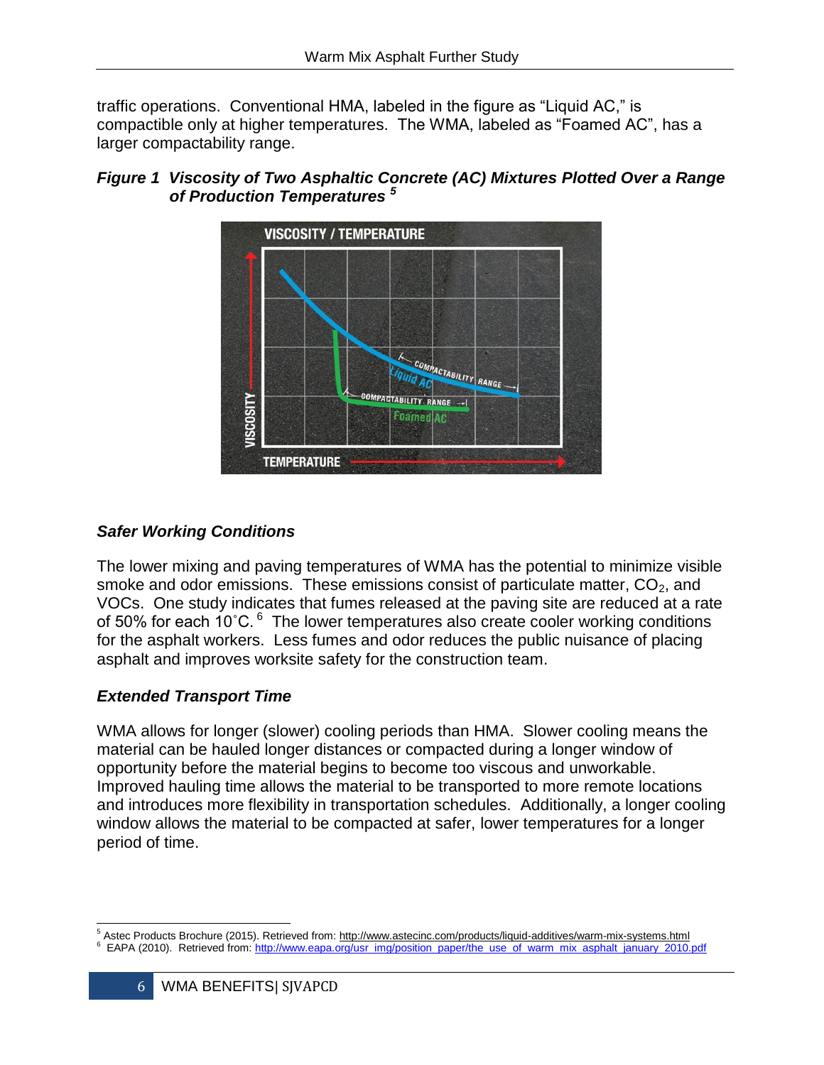traffic operations. Conventional HMA, labeled in the figure as "Liquid AC," is compactible only at higher temperatures. The WMA, labeled as "Foamed AC", has a larger compactability range.

***Figure 1 Viscosity of Two Asphaltic Concrete (AC) Mixtures Plotted Over a Range of Production Temperatures [5]***

### *Safer Working Conditions*

The lower mixing and paving temperatures of WMA has the potential to minimize visible smoke and odor emissions. These emissions consist of particulate matter, $CO_2$, and VOCs. One study indicates that fumes released at the paving site are reduced at a rate of 50% for each 10˚C. [6] The lower temperatures also create cooler working conditions for the asphalt workers. Less fumes and odor reduces the public nuisance of placing asphalt and improves worksite safety for the construction team.

### *Extended Transport Time*

WMA allows for longer (slower) cooling periods than HMA. Slower cooling means the material can be hauled longer distances or compacted during a longer window of opportunity before the material begins to become too viscous and unworkable. Improved hauling time allows the material to be transported to more remote locations and introduces more flexibility in transportation schedules. Additionally, a longer cooling window allows the material to be compacted at safer, lower temperatures for a longer period of time.

---

[5] Astec Products Brochure (2015). Retrieved from: http://www.astecinc.com/products/liquid-additives/warm-mix-systems.html

[6] EAPA (2010). Retrieved from: http://www.eapa.org/usr_img/position_paper/the_use_of_warm_mix_asphalt_january_2010.pdf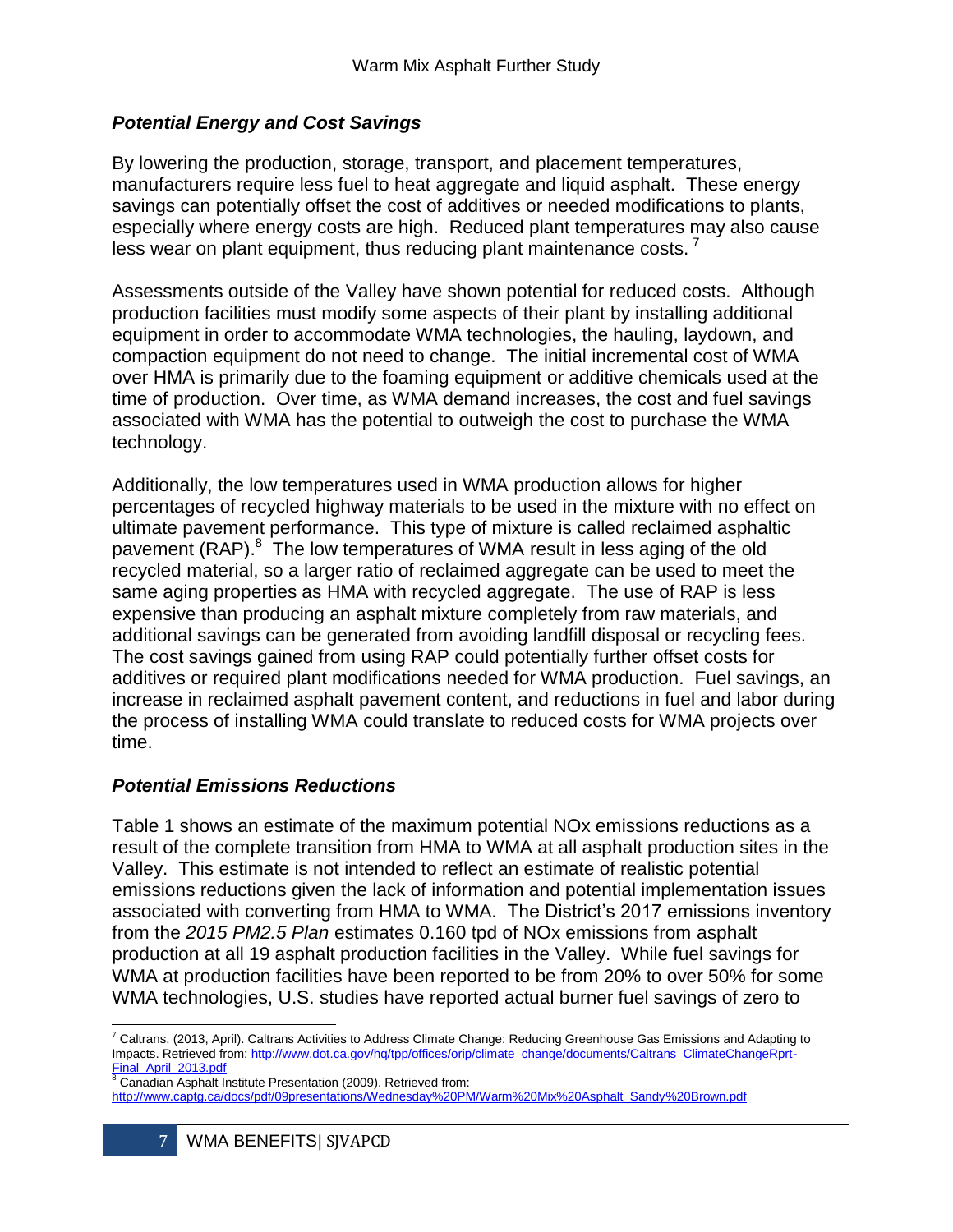### *Potential Energy and Cost Savings*

By lowering the production, storage, transport, and placement temperatures, manufacturers require less fuel to heat aggregate and liquid asphalt. These energy savings can potentially offset the cost of additives or needed modifications to plants, especially where energy costs are high. Reduced plant temperatures may also cause less wear on plant equipment, thus reducing plant maintenance costs. [7]

Assessments outside of the Valley have shown potential for reduced costs. Although production facilities must modify some aspects of their plant by installing additional equipment in order to accommodate WMA technologies, the hauling, laydown, and compaction equipment do not need to change. The initial incremental cost of WMA over HMA is primarily due to the foaming equipment or additive chemicals used at the time of production. Over time, as WMA demand increases, the cost and fuel savings associated with WMA has the potential to outweigh the cost to purchase the WMA technology.

Additionally, the low temperatures used in WMA production allows for higher percentages of recycled highway materials to be used in the mixture with no effect on ultimate pavement performance. This type of mixture is called reclaimed asphaltic pavement (RAP).[8] The low temperatures of WMA result in less aging of the old recycled material, so a larger ratio of reclaimed aggregate can be used to meet the same aging properties as HMA with recycled aggregate. The use of RAP is less expensive than producing an asphalt mixture completely from raw materials, and additional savings can be generated from avoiding landfill disposal or recycling fees. The cost savings gained from using RAP could potentially further offset costs for additives or required plant modifications needed for WMA production. Fuel savings, an increase in reclaimed asphalt pavement content, and reductions in fuel and labor during the process of installing WMA could translate to reduced costs for WMA projects over time.

### *Potential Emissions Reductions*

Table 1 shows an estimate of the maximum potential NOx emissions reductions as a result of the complete transition from HMA to WMA at all asphalt production sites in the Valley. This estimate is not intended to reflect an estimate of realistic potential emissions reductions given the lack of information and potential implementation issues associated with converting from HMA to WMA. The District's 2017 emissions inventory from the *2015 PM2.5 Plan* estimates 0.160 tpd of NOx emissions from asphalt production at all 19 asphalt production facilities in the Valley. While fuel savings for WMA at production facilities have been reported to be from 20% to over 50% for some WMA technologies, U.S. studies have reported actual burner fuel savings of zero to

---

[7] Caltrans. (2013, April). Caltrans Activities to Address Climate Change: Reducing Greenhouse Gas Emissions and Adapting to Impacts. Retrieved from: http://www.dot.ca.gov/hq/tpp/offices/orip/climate_change/documents/Caltrans_ClimateChangeRprt-Final_April_2013.pdf

[8] Canadian Asphalt Institute Presentation (2009). Retrieved from: http://www.captg.ca/docs/pdf/09presentations/Wednesday%20PM/Warm%20Mix%20Asphalt_Sandy%20Brown.pdf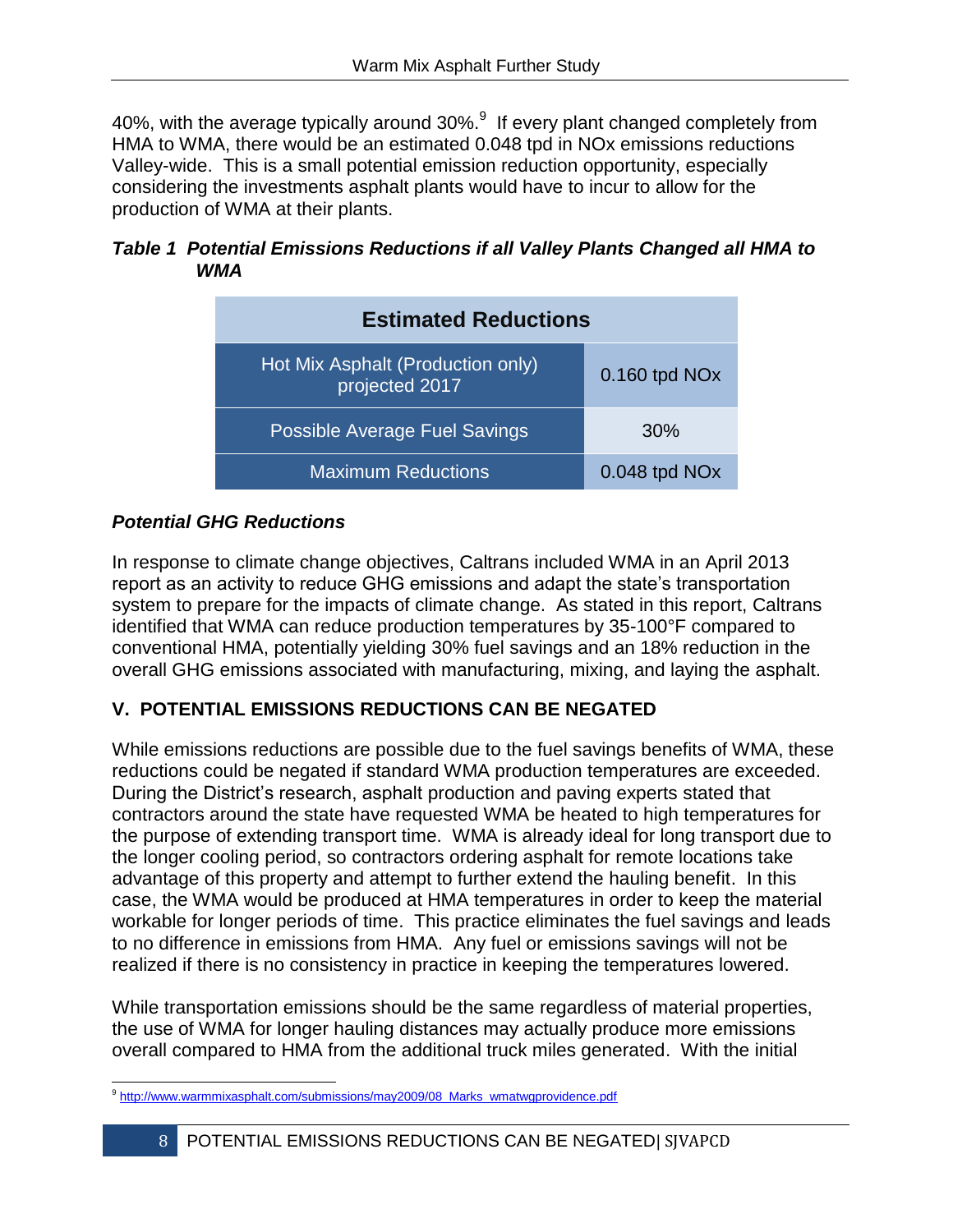40%, with the average typically around 30%.[9] If every plant changed completely from HMA to WMA, there would be an estimated 0.048 tpd in NOx emissions reductions Valley-wide. This is a small potential emission reduction opportunity, especially considering the investments asphalt plants would have to incur to allow for the production of WMA at their plants.

***Table 1 Potential Emissions Reductions if all Valley Plants Changed all HMA to WMA***

| Estimated Reductions | |
|---|---|
| Hot Mix Asphalt (Production only) projected 2017 | 0.160 tpd NOx |
| Possible Average Fuel Savings | 30% |
| Maximum Reductions | 0.048 tpd NOx |

### *Potential GHG Reductions*

In response to climate change objectives, Caltrans included WMA in an April 2013 report as an activity to reduce GHG emissions and adapt the state's transportation system to prepare for the impacts of climate change. As stated in this report, Caltrans identified that WMA can reduce production temperatures by 35-100°F compared to conventional HMA, potentially yielding 30% fuel savings and an 18% reduction in the overall GHG emissions associated with manufacturing, mixing, and laying the asphalt.

## V. POTENTIAL EMISSIONS REDUCTIONS CAN BE NEGATED

While emissions reductions are possible due to the fuel savings benefits of WMA, these reductions could be negated if standard WMA production temperatures are exceeded. During the District's research, asphalt production and paving experts stated that contractors around the state have requested WMA be heated to high temperatures for the purpose of extending transport time. WMA is already ideal for long transport due to the longer cooling period, so contractors ordering asphalt for remote locations take advantage of this property and attempt to further extend the hauling benefit. In this case, the WMA would be produced at HMA temperatures in order to keep the material workable for longer periods of time. This practice eliminates the fuel savings and leads to no difference in emissions from HMA. Any fuel or emissions savings will not be realized if there is no consistency in practice in keeping the temperatures lowered.

While transportation emissions should be the same regardless of material properties, the use of WMA for longer hauling distances may actually produce more emissions overall compared to HMA from the additional truck miles generated. With the initial

[9] http://www.warmmixasphalt.com/submissions/may2009/08_Marks_wmatwgprovidence.pdf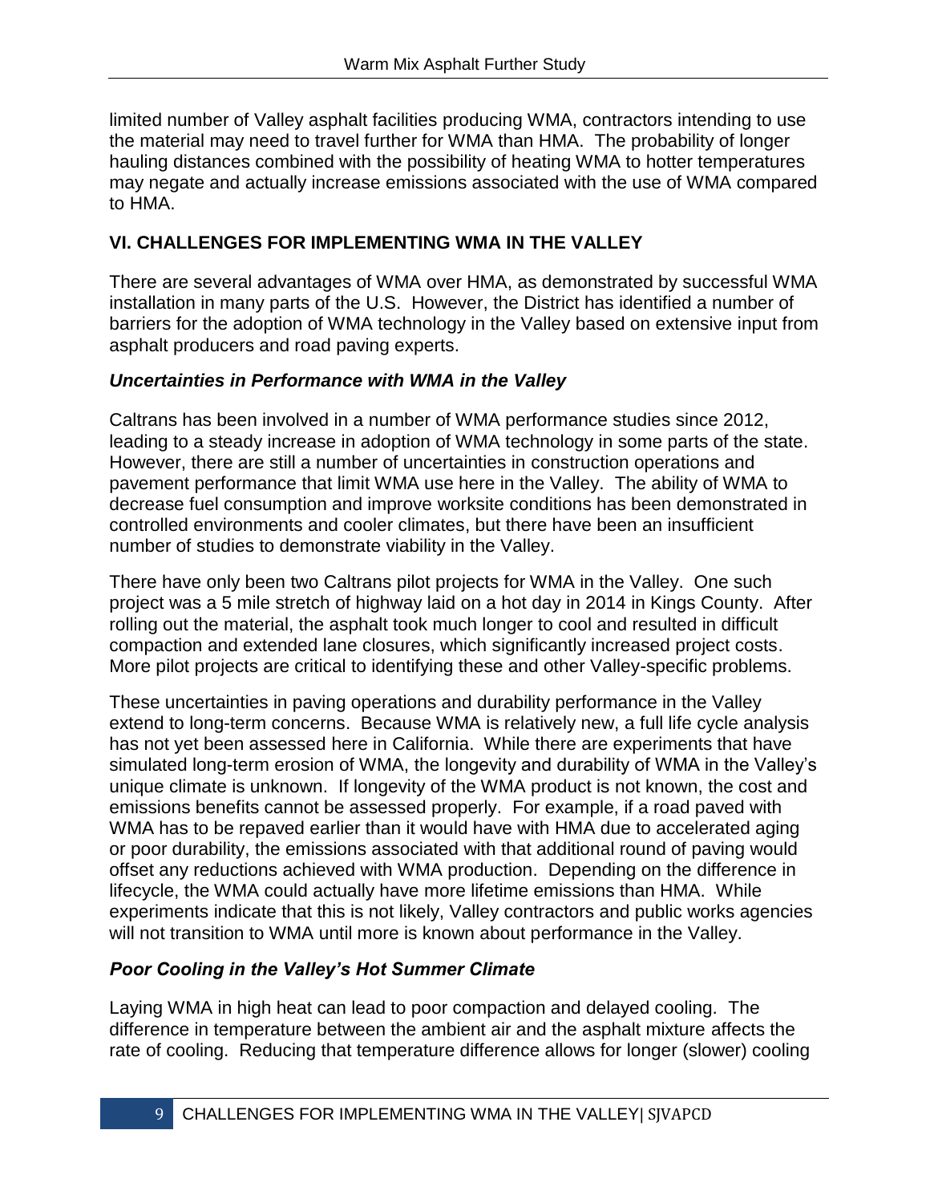limited number of Valley asphalt facilities producing WMA, contractors intending to use the material may need to travel further for WMA than HMA. The probability of longer hauling distances combined with the possibility of heating WMA to hotter temperatures may negate and actually increase emissions associated with the use of WMA compared to HMA.

## VI. CHALLENGES FOR IMPLEMENTING WMA IN THE VALLEY

There are several advantages of WMA over HMA, as demonstrated by successful WMA installation in many parts of the U.S. However, the District has identified a number of barriers for the adoption of WMA technology in the Valley based on extensive input from asphalt producers and road paving experts.

### *Uncertainties in Performance with WMA in the Valley*

Caltrans has been involved in a number of WMA performance studies since 2012, leading to a steady increase in adoption of WMA technology in some parts of the state. However, there are still a number of uncertainties in construction operations and pavement performance that limit WMA use here in the Valley. The ability of WMA to decrease fuel consumption and improve worksite conditions has been demonstrated in controlled environments and cooler climates, but there have been an insufficient number of studies to demonstrate viability in the Valley.

There have only been two Caltrans pilot projects for WMA in the Valley. One such project was a 5 mile stretch of highway laid on a hot day in 2014 in Kings County. After rolling out the material, the asphalt took much longer to cool and resulted in difficult compaction and extended lane closures, which significantly increased project costs. More pilot projects are critical to identifying these and other Valley-specific problems.

These uncertainties in paving operations and durability performance in the Valley extend to long-term concerns. Because WMA is relatively new, a full life cycle analysis has not yet been assessed here in California. While there are experiments that have simulated long-term erosion of WMA, the longevity and durability of WMA in the Valley's unique climate is unknown. If longevity of the WMA product is not known, the cost and emissions benefits cannot be assessed properly. For example, if a road paved with WMA has to be repaved earlier than it would have with HMA due to accelerated aging or poor durability, the emissions associated with that additional round of paving would offset any reductions achieved with WMA production. Depending on the difference in lifecycle, the WMA could actually have more lifetime emissions than HMA. While experiments indicate that this is not likely, Valley contractors and public works agencies will not transition to WMA until more is known about performance in the Valley.

### *Poor Cooling in the Valley's Hot Summer Climate*

Laying WMA in high heat can lead to poor compaction and delayed cooling. The difference in temperature between the ambient air and the asphalt mixture affects the rate of cooling. Reducing that temperature difference allows for longer (slower) cooling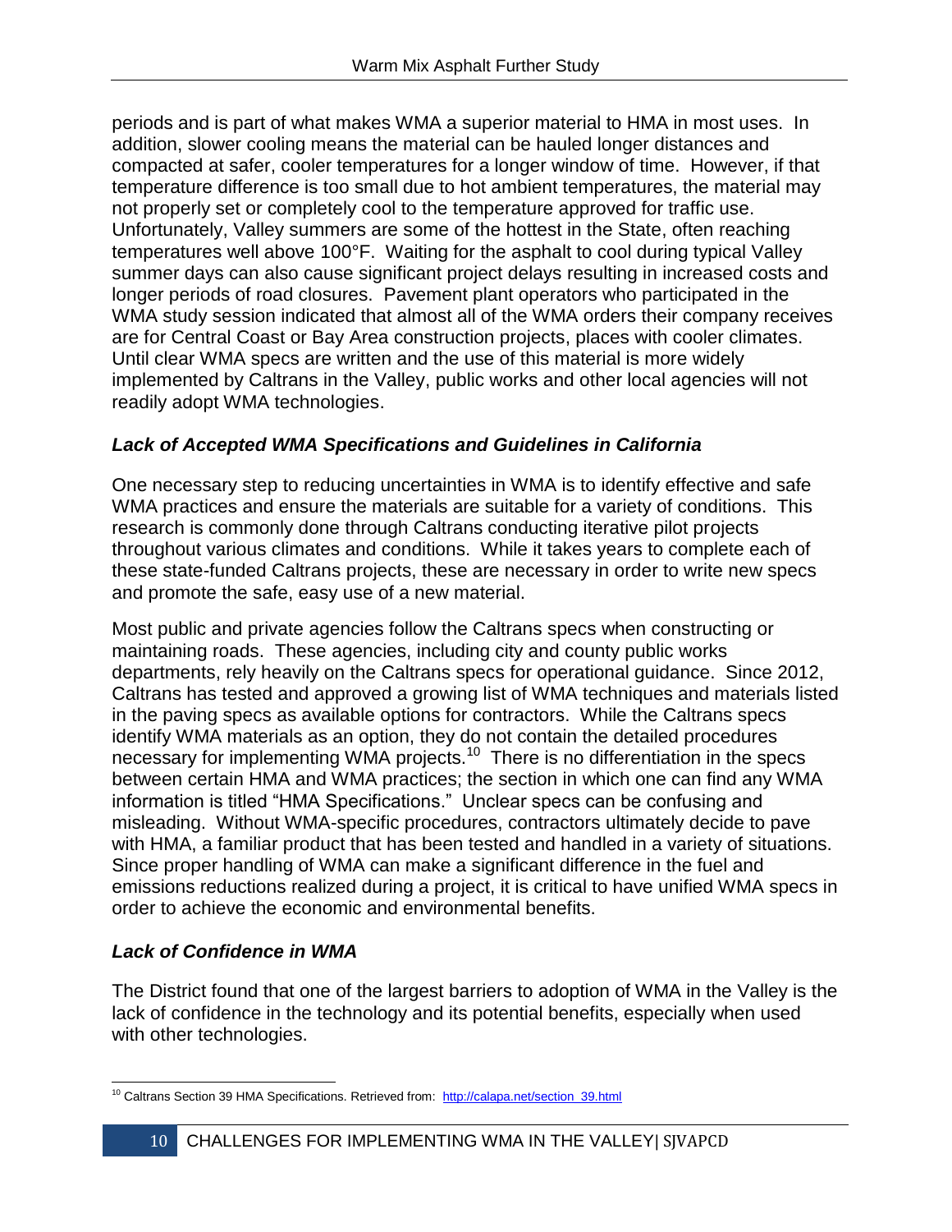periods and is part of what makes WMA a superior material to HMA in most uses. In addition, slower cooling means the material can be hauled longer distances and compacted at safer, cooler temperatures for a longer window of time. However, if that temperature difference is too small due to hot ambient temperatures, the material may not properly set or completely cool to the temperature approved for traffic use. Unfortunately, Valley summers are some of the hottest in the State, often reaching temperatures well above 100°F. Waiting for the asphalt to cool during typical Valley summer days can also cause significant project delays resulting in increased costs and longer periods of road closures. Pavement plant operators who participated in the WMA study session indicated that almost all of the WMA orders their company receives are for Central Coast or Bay Area construction projects, places with cooler climates. Until clear WMA specs are written and the use of this material is more widely implemented by Caltrans in the Valley, public works and other local agencies will not readily adopt WMA technologies.

### *Lack of Accepted WMA Specifications and Guidelines in California*

One necessary step to reducing uncertainties in WMA is to identify effective and safe WMA practices and ensure the materials are suitable for a variety of conditions. This research is commonly done through Caltrans conducting iterative pilot projects throughout various climates and conditions. While it takes years to complete each of these state-funded Caltrans projects, these are necessary in order to write new specs and promote the safe, easy use of a new material.

Most public and private agencies follow the Caltrans specs when constructing or maintaining roads. These agencies, including city and county public works departments, rely heavily on the Caltrans specs for operational guidance. Since 2012, Caltrans has tested and approved a growing list of WMA techniques and materials listed in the paving specs as available options for contractors. While the Caltrans specs identify WMA materials as an option, they do not contain the detailed procedures necessary for implementing WMA projects.[10] There is no differentiation in the specs between certain HMA and WMA practices; the section in which one can find any WMA information is titled "HMA Specifications." Unclear specs can be confusing and misleading. Without WMA-specific procedures, contractors ultimately decide to pave with HMA, a familiar product that has been tested and handled in a variety of situations. Since proper handling of WMA can make a significant difference in the fuel and emissions reductions realized during a project, it is critical to have unified WMA specs in order to achieve the economic and environmental benefits.

### *Lack of Confidence in WMA*

The District found that one of the largest barriers to adoption of WMA in the Valley is the lack of confidence in the technology and its potential benefits, especially when used with other technologies.

---

[10] Caltrans Section 39 HMA Specifications. Retrieved from: http://calapa.net/section_39.html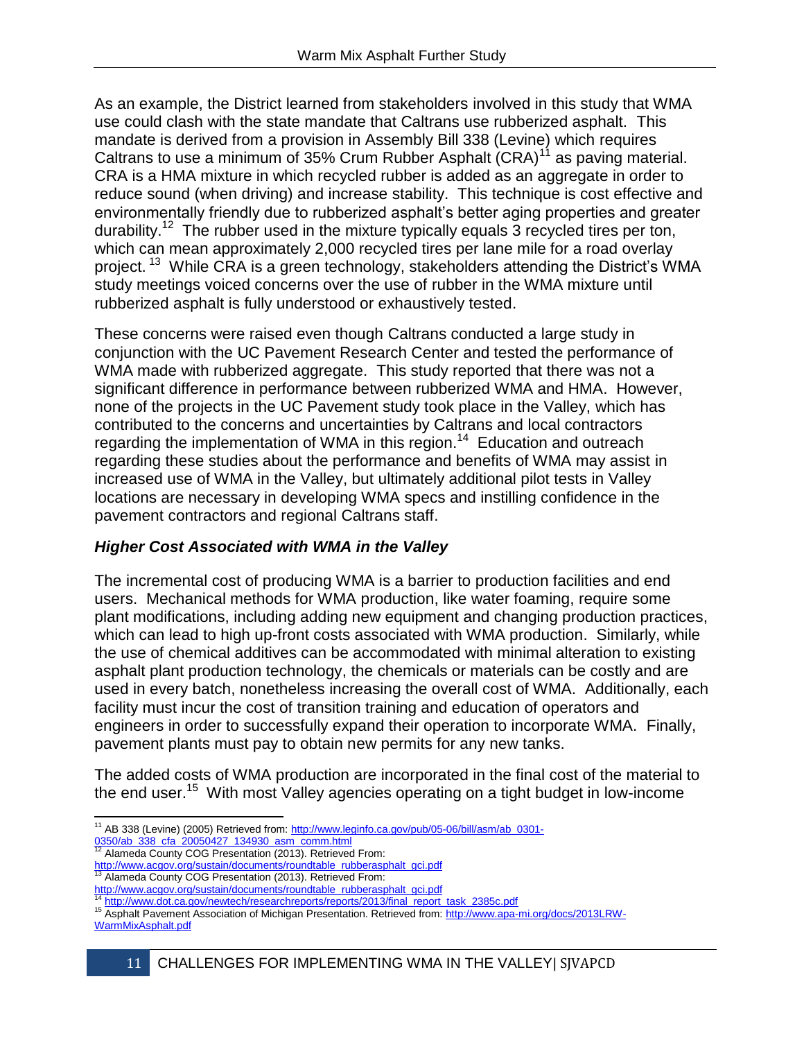As an example, the District learned from stakeholders involved in this study that WMA use could clash with the state mandate that Caltrans use rubberized asphalt. This mandate is derived from a provision in Assembly Bill 338 (Levine) which requires Caltrans to use a minimum of 35% Crum Rubber Asphalt (CRA)[11] as paving material. CRA is a HMA mixture in which recycled rubber is added as an aggregate in order to reduce sound (when driving) and increase stability. This technique is cost effective and environmentally friendly due to rubberized asphalt's better aging properties and greater durability.[12] The rubber used in the mixture typically equals 3 recycled tires per ton, which can mean approximately 2,000 recycled tires per lane mile for a road overlay project.[13] While CRA is a green technology, stakeholders attending the District's WMA study meetings voiced concerns over the use of rubber in the WMA mixture until rubberized asphalt is fully understood or exhaustively tested.

These concerns were raised even though Caltrans conducted a large study in conjunction with the UC Pavement Research Center and tested the performance of WMA made with rubberized aggregate. This study reported that there was not a significant difference in performance between rubberized WMA and HMA. However, none of the projects in the UC Pavement study took place in the Valley, which has contributed to the concerns and uncertainties by Caltrans and local contractors regarding the implementation of WMA in this region.[14] Education and outreach regarding these studies about the performance and benefits of WMA may assist in increased use of WMA in the Valley, but ultimately additional pilot tests in Valley locations are necessary in developing WMA specs and instilling confidence in the pavement contractors and regional Caltrans staff.

### ***Higher Cost Associated with WMA in the Valley***

The incremental cost of producing WMA is a barrier to production facilities and end users. Mechanical methods for WMA production, like water foaming, require some plant modifications, including adding new equipment and changing production practices, which can lead to high up-front costs associated with WMA production. Similarly, while the use of chemical additives can be accommodated with minimal alteration to existing asphalt plant production technology, the chemicals or materials can be costly and are used in every batch, nonetheless increasing the overall cost of WMA. Additionally, each facility must incur the cost of transition training and education of operators and engineers in order to successfully expand their operation to incorporate WMA. Finally, pavement plants must pay to obtain new permits for any new tanks.

The added costs of WMA production are incorporated in the final cost of the material to the end user.[15] With most Valley agencies operating on a tight budget in low-income

---

[11] AB 338 (Levine) (2005) Retrieved from: http://www.leginfo.ca.gov/pub/05-06/bill/asm/ab_0301-0350/ab_338_cfa_20050427_134930_asm_comm.html

[12] Alameda County COG Presentation (2013). Retrieved From: http://www.acgov.org/sustain/documents/roundtable_rubberasphalt_gci.pdf

[13] Alameda County COG Presentation (2013). Retrieved From: http://www.acgov.org/sustain/documents/roundtable_rubberasphalt_gci.pdf

[14] http://www.dot.ca.gov/newtech/researchreports/reports/2013/final_report_task_2385c.pdf

[15] Asphalt Pavement Association of Michigan Presentation. Retrieved from: http://www.apa-mi.org/docs/2013LRW-WarmMixAsphalt.pdf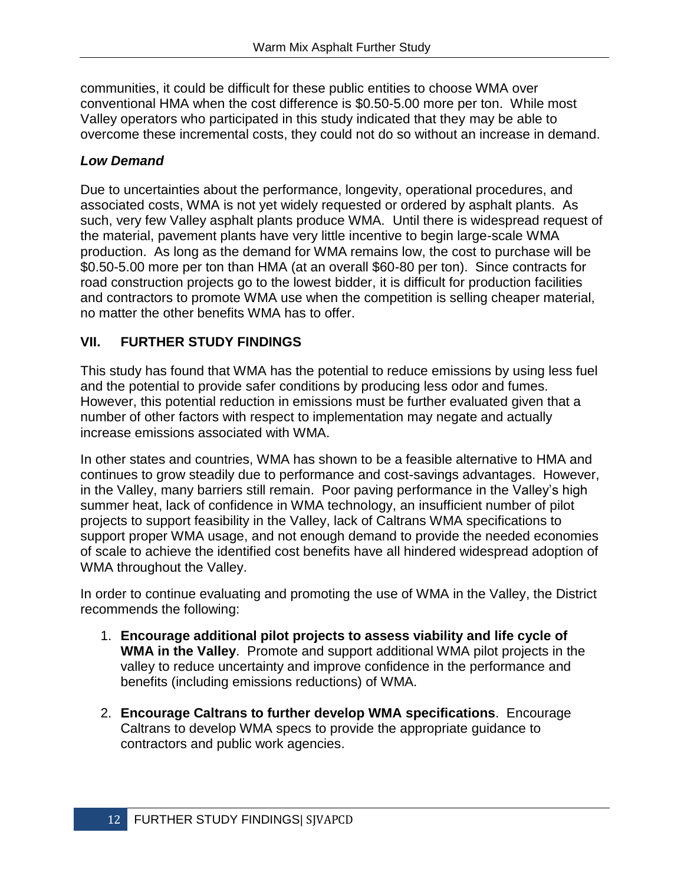communities, it could be difficult for these public entities to choose WMA over conventional HMA when the cost difference is $0.50-5.00 more per ton. While most Valley operators who participated in this study indicated that they may be able to overcome these incremental costs, they could not do so without an increase in demand.

***Low Demand***

Due to uncertainties about the performance, longevity, operational procedures, and associated costs, WMA is not yet widely requested or ordered by asphalt plants. As such, very few Valley asphalt plants produce WMA. Until there is widespread request of the material, pavement plants have very little incentive to begin large-scale WMA production. As long as the demand for WMA remains low, the cost to purchase will be $0.50-5.00 more per ton than HMA (at an overall $60-80 per ton). Since contracts for road construction projects go to the lowest bidder, it is difficult for production facilities and contractors to promote WMA use when the competition is selling cheaper material, no matter the other benefits WMA has to offer.

## VII. FURTHER STUDY FINDINGS

This study has found that WMA has the potential to reduce emissions by using less fuel and the potential to provide safer conditions by producing less odor and fumes. However, this potential reduction in emissions must be further evaluated given that a number of other factors with respect to implementation may negate and actually increase emissions associated with WMA.

In other states and countries, WMA has shown to be a feasible alternative to HMA and continues to grow steadily due to performance and cost-savings advantages. However, in the Valley, many barriers still remain. Poor paving performance in the Valley's high summer heat, lack of confidence in WMA technology, an insufficient number of pilot projects to support feasibility in the Valley, lack of Caltrans WMA specifications to support proper WMA usage, and not enough demand to provide the needed economies of scale to achieve the identified cost benefits have all hindered widespread adoption of WMA throughout the Valley.

In order to continue evaluating and promoting the use of WMA in the Valley, the District recommends the following:

1. **Encourage additional pilot projects to assess viability and life cycle of WMA in the Valley**. Promote and support additional WMA pilot projects in the valley to reduce uncertainty and improve confidence in the performance and benefits (including emissions reductions) of WMA.

2. **Encourage Caltrans to further develop WMA specifications**. Encourage Caltrans to develop WMA specs to provide the appropriate guidance to contractors and public work agencies.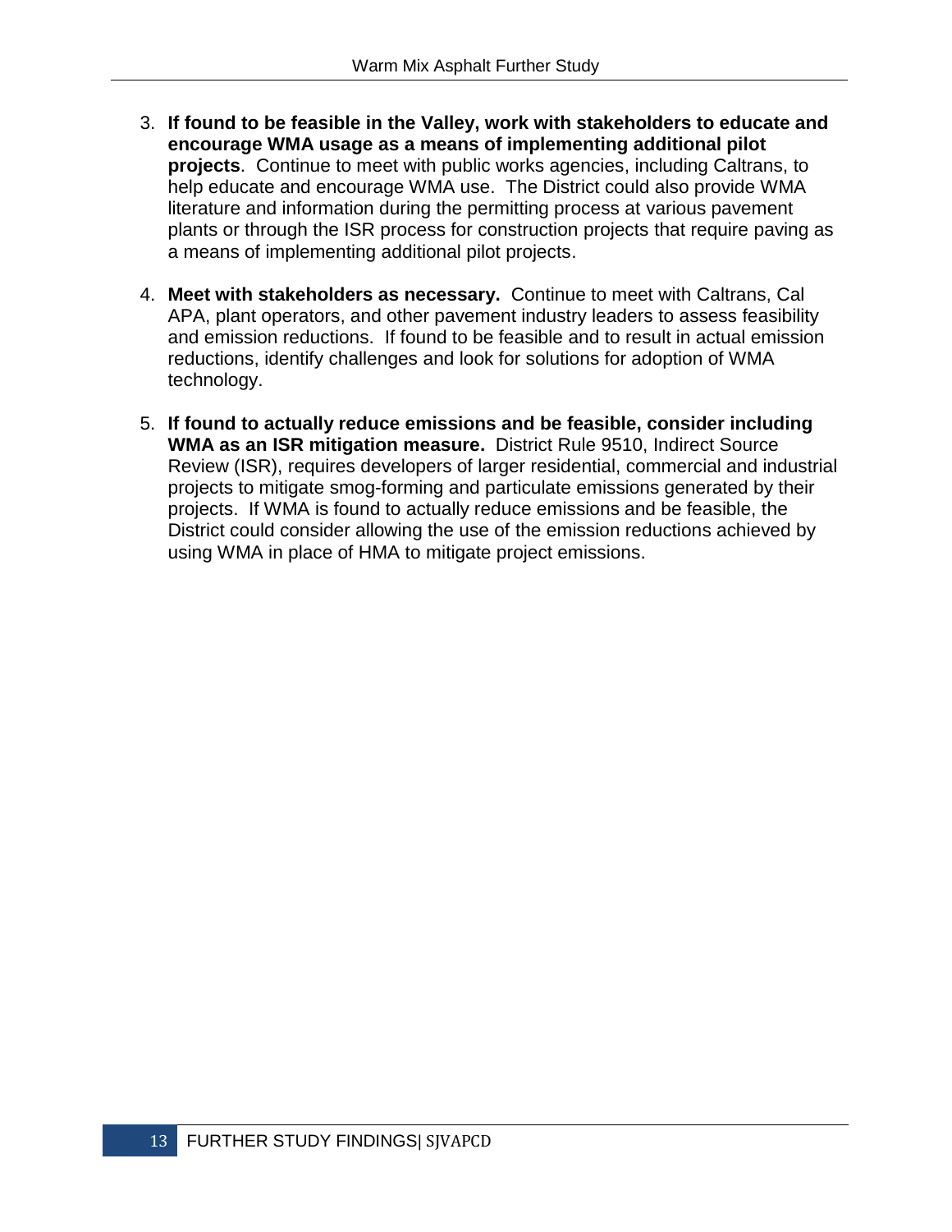3. **If found to be feasible in the Valley, work with stakeholders to educate and encourage WMA usage as a means of implementing additional pilot projects**. Continue to meet with public works agencies, including Caltrans, to help educate and encourage WMA use. The District could also provide WMA literature and information during the permitting process at various pavement plants or through the ISR process for construction projects that require paving as a means of implementing additional pilot projects.

4. **Meet with stakeholders as necessary.** Continue to meet with Caltrans, Cal APA, plant operators, and other pavement industry leaders to assess feasibility and emission reductions. If found to be feasible and to result in actual emission reductions, identify challenges and look for solutions for adoption of WMA technology.

5. **If found to actually reduce emissions and be feasible, consider including WMA as an ISR mitigation measure.** District Rule 9510, Indirect Source Review (ISR), requires developers of larger residential, commercial and industrial projects to mitigate smog-forming and particulate emissions generated by their projects. If WMA is found to actually reduce emissions and be feasible, the District could consider allowing the use of the emission reductions achieved by using WMA in place of HMA to mitigate project emissions.